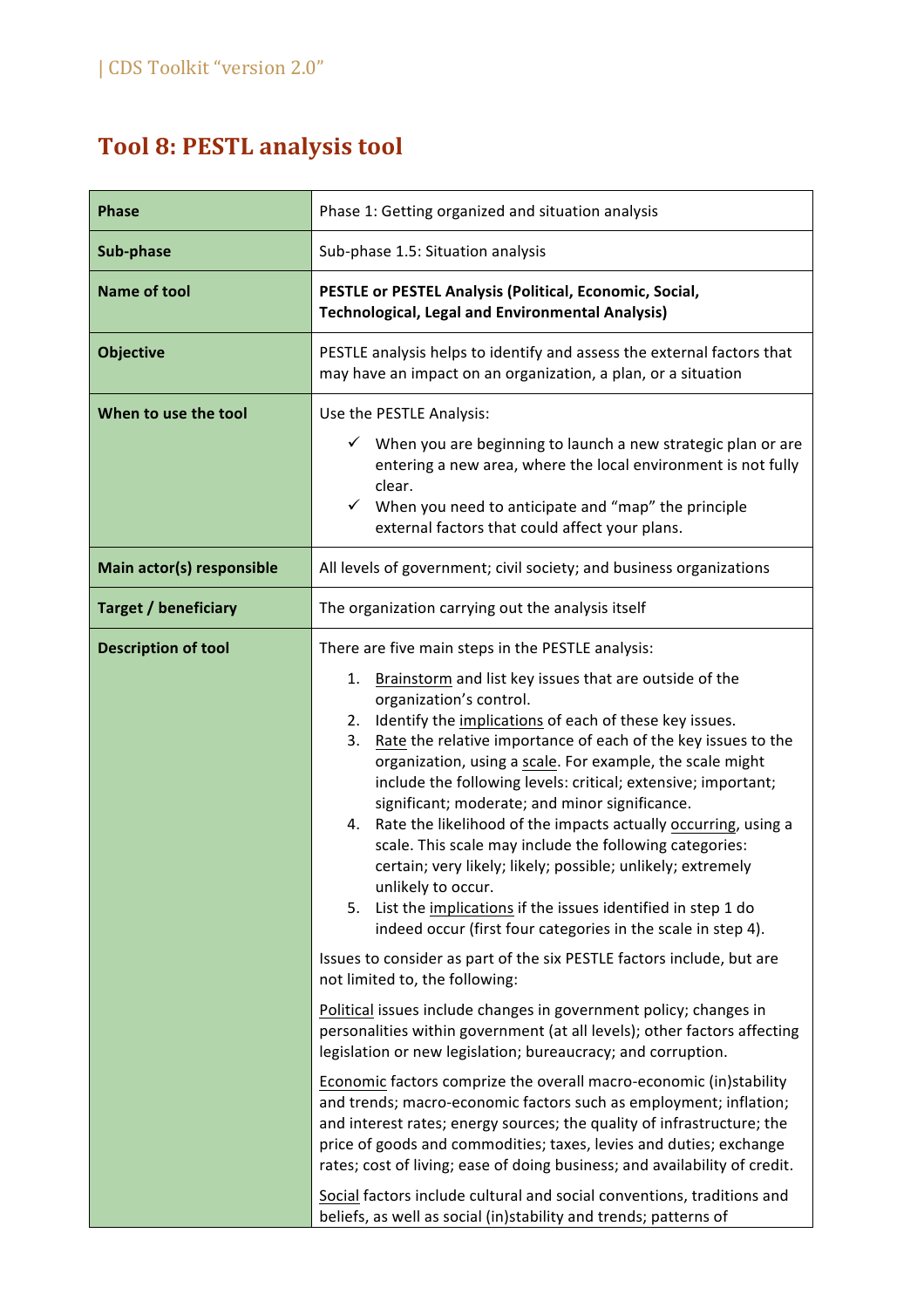# Tool 8: PESTL analysis tool

| | |
|---|---|
| **Phase** | Phase 1: Getting organized and situation analysis |
| **Sub-phase** | Sub-phase 1.5: Situation analysis |
| **Name of tool** | **PESTLE or PESTEL Analysis (Political, Economic, Social, Technological, Legal and Environmental Analysis)** |
| **Objective** | PESTLE analysis helps to identify and assess the external factors that may have an impact on an organization, a plan, or a situation |
| **When to use the tool** | Use the PESTLE Analysis:<br>✓ When you are beginning to launch a new strategic plan or are entering a new area, where the local environment is not fully clear.<br>✓ When you need to anticipate and "map" the principle external factors that could affect your plans. |
| **Main actor(s) responsible** | All levels of government; civil society; and business organizations |
| **Target / beneficiary** | The organization carrying out the analysis itself |
| **Description of tool** | There are five main steps in the PESTLE analysis:<br>1. Brainstorm and list key issues that are outside of the organization's control.<br>2. Identify the implications of each of these key issues.<br>3. Rate the relative importance of each of the key issues to the organization, using a scale. For example, the scale might include the following levels: critical; extensive; important; significant; moderate; and minor significance.<br>4. Rate the likelihood of the impacts actually occurring, using a scale. This scale may include the following categories: certain; very likely; likely; possible; unlikely; extremely unlikely to occur.<br>5. List the implications if the issues identified in step 1 do indeed occur (first four categories in the scale in step 4).<br><br>Issues to consider as part of the six PESTLE factors include, but are not limited to, the following:<br><br>Political issues include changes in government policy; changes in personalities within government (at all levels); other factors affecting legislation or new legislation; bureaucracy; and corruption.<br><br>Economic factors comprize the overall macro-economic (in)stability and trends; macro-economic factors such as employment; inflation; and interest rates; energy sources; the quality of infrastructure; the price of goods and commodities; taxes, levies and duties; exchange rates; cost of living; ease of doing business; and availability of credit.<br><br>Social factors include cultural and social conventions, traditions and beliefs, as well as social (in)stability and trends; patterns of |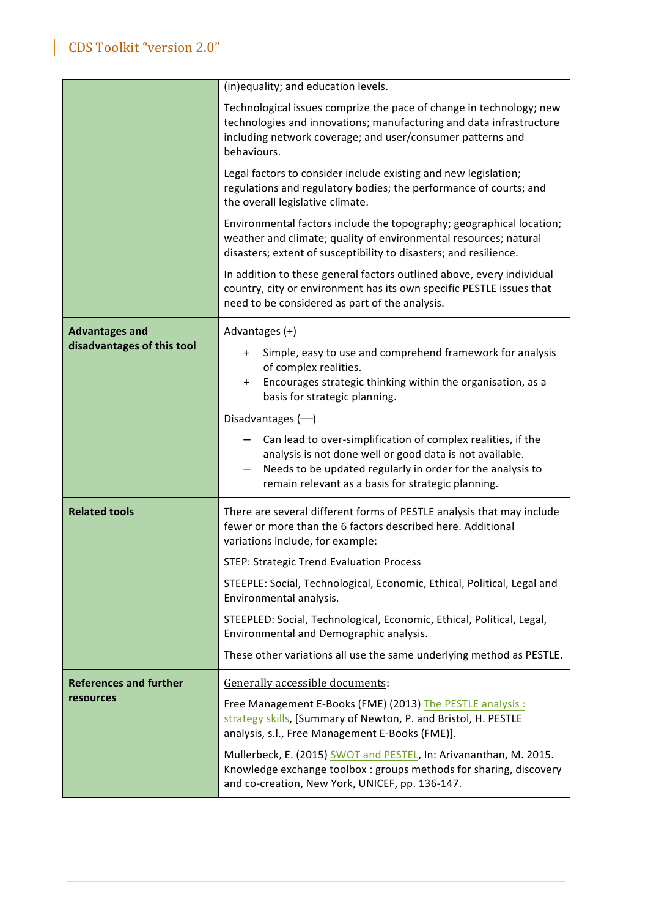| | |
|---|---|
| | (in)equality; and education levels.<br><br><u>Technological</u> issues comprize the pace of change in technology; new technologies and innovations; manufacturing and data infrastructure including network coverage; and user/consumer patterns and behaviours.<br><br><u>Legal</u> factors to consider include existing and new legislation; regulations and regulatory bodies; the performance of courts; and the overall legislative climate.<br><br><u>Environmental</u> factors include the topography; geographical location; weather and climate; quality of environmental resources; natural disasters; extent of susceptibility to disasters; and resilience.<br><br>In addition to these general factors outlined above, every individual country, city or environment has its own specific PESTLE issues that need to be considered as part of the analysis. |
| **Advantages and disadvantages of this tool** | Advantages (+)<br><br>+ Simple, easy to use and comprehend framework for analysis of complex realities.<br>+ Encourages strategic thinking within the organisation, as a basis for strategic planning.<br><br>Disadvantages (—)<br><br>– Can lead to over-simplification of complex realities, if the analysis is not done well or good data is not available.<br>– Needs to be updated regularly in order for the analysis to remain relevant as a basis for strategic planning. |
| **Related tools** | There are several different forms of PESTLE analysis that may include fewer or more than the 6 factors described here. Additional variations include, for example:<br><br>STEP: Strategic Trend Evaluation Process<br><br>STEEPLE: Social, Technological, Economic, Ethical, Political, Legal and Environmental analysis.<br><br>STEEPLED: Social, Technological, Economic, Ethical, Political, Legal, Environmental and Demographic analysis.<br><br>These other variations all use the same underlying method as PESTLE. |
| **References and further resources** | <u>Generally accessible documents</u>:<br><br>Free Management E-Books (FME) (2013) The PESTLE analysis : strategy skills, [Summary of Newton, P. and Bristol, H. PESTLE analysis, s.l., Free Management E-Books (FME)].<br><br>Mullerbeck, E. (2015) SWOT and PESTEL, In: Arivananthan, M. 2015. Knowledge exchange toolbox : groups methods for sharing, discovery and co-creation, New York, UNICEF, pp. 136-147. |